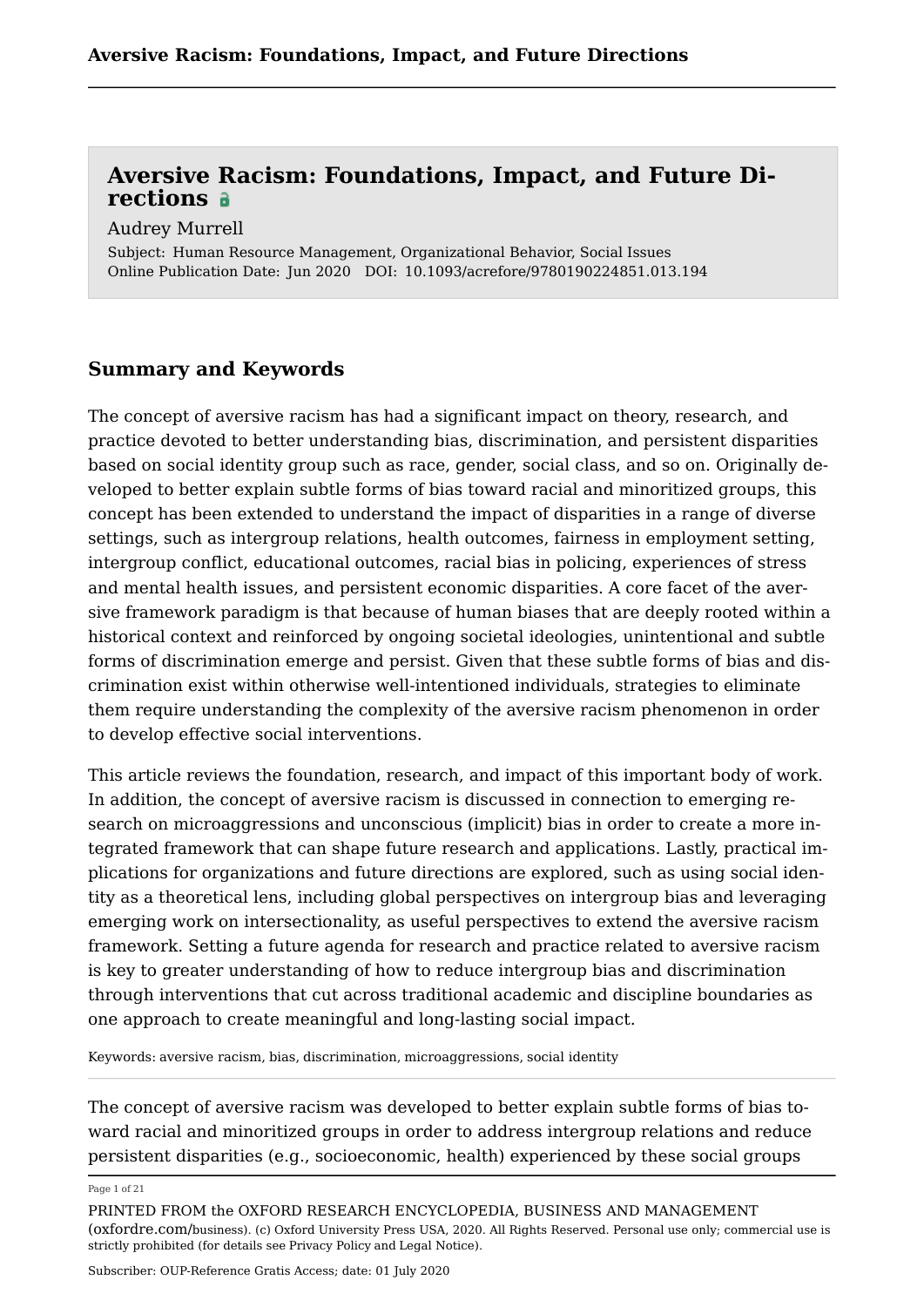# Aversive Racism: Foundations, Impact, and Future Directions

Audrey Murrell

Subject: Human Resource Management, Organizational Behavior, Social Issues
Online Publication Date: Jun 2020 DOI: 10.1093/acrefore/9780190224851.013.194

## Summary and Keywords

The concept of aversive racism has had a significant impact on theory, research, and practice devoted to better understanding bias, discrimination, and persistent disparities based on social identity group such as race, gender, social class, and so on. Originally developed to better explain subtle forms of bias toward racial and minoritized groups, this concept has been extended to understand the impact of disparities in a range of diverse settings, such as intergroup relations, health outcomes, fairness in employment setting, intergroup conflict, educational outcomes, racial bias in policing, experiences of stress and mental health issues, and persistent economic disparities. A core facet of the aversive framework paradigm is that because of human biases that are deeply rooted within a historical context and reinforced by ongoing societal ideologies, unintentional and subtle forms of discrimination emerge and persist. Given that these subtle forms of bias and discrimination exist within otherwise well-intentioned individuals, strategies to eliminate them require understanding the complexity of the aversive racism phenomenon in order to develop effective social interventions.

This article reviews the foundation, research, and impact of this important body of work. In addition, the concept of aversive racism is discussed in connection to emerging research on microaggressions and unconscious (implicit) bias in order to create a more integrated framework that can shape future research and applications. Lastly, practical implications for organizations and future directions are explored, such as using social identity as a theoretical lens, including global perspectives on intergroup bias and leveraging emerging work on intersectionality, as useful perspectives to extend the aversive racism framework. Setting a future agenda for research and practice related to aversive racism is key to greater understanding of how to reduce intergroup bias and discrimination through interventions that cut across traditional academic and discipline boundaries as one approach to create meaningful and long-lasting social impact.

Keywords: aversive racism, bias, discrimination, microaggressions, social identity

---

The concept of aversive racism was developed to better explain subtle forms of bias toward racial and minoritized groups in order to address intergroup relations and reduce persistent disparities (e.g., socioeconomic, health) experienced by these social groups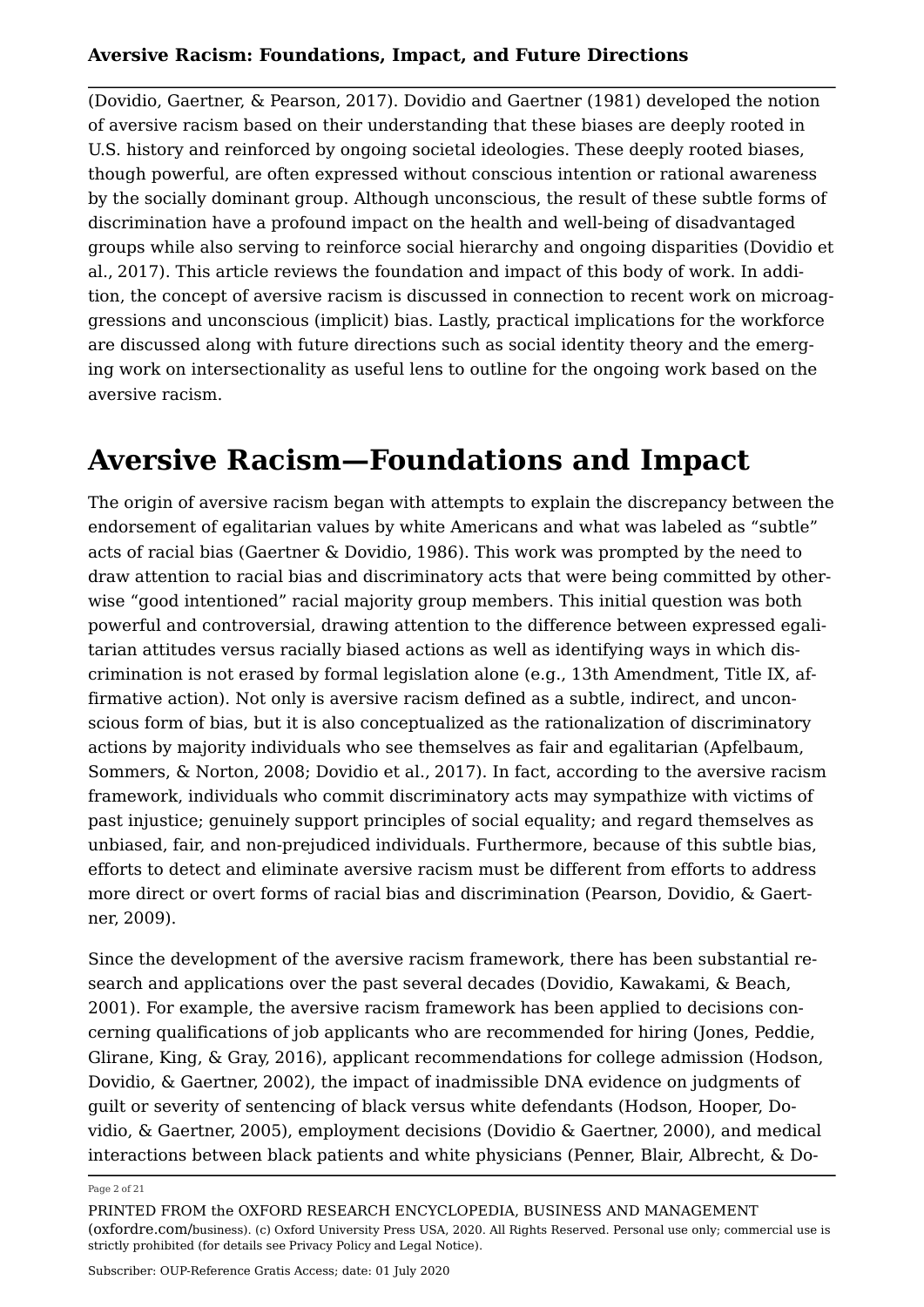(Dovidio, Gaertner, & Pearson, 2017). Dovidio and Gaertner (1981) developed the notion of aversive racism based on their understanding that these biases are deeply rooted in U.S. history and reinforced by ongoing societal ideologies. These deeply rooted biases, though powerful, are often expressed without conscious intention or rational awareness by the socially dominant group. Although unconscious, the result of these subtle forms of discrimination have a profound impact on the health and well-being of disadvantaged groups while also serving to reinforce social hierarchy and ongoing disparities (Dovidio et al., 2017). This article reviews the foundation and impact of this body of work. In addition, the concept of aversive racism is discussed in connection to recent work on microaggressions and unconscious (implicit) bias. Lastly, practical implications for the workforce are discussed along with future directions such as social identity theory and the emerging work on intersectionality as useful lens to outline for the ongoing work based on the aversive racism.

# Aversive Racism—Foundations and Impact

The origin of aversive racism began with attempts to explain the discrepancy between the endorsement of egalitarian values by white Americans and what was labeled as "subtle" acts of racial bias (Gaertner & Dovidio, 1986). This work was prompted by the need to draw attention to racial bias and discriminatory acts that were being committed by otherwise "good intentioned" racial majority group members. This initial question was both powerful and controversial, drawing attention to the difference between expressed egalitarian attitudes versus racially biased actions as well as identifying ways in which discrimination is not erased by formal legislation alone (e.g., 13th Amendment, Title IX, affirmative action). Not only is aversive racism defined as a subtle, indirect, and unconscious form of bias, but it is also conceptualized as the rationalization of discriminatory actions by majority individuals who see themselves as fair and egalitarian (Apfelbaum, Sommers, & Norton, 2008; Dovidio et al., 2017). In fact, according to the aversive racism framework, individuals who commit discriminatory acts may sympathize with victims of past injustice; genuinely support principles of social equality; and regard themselves as unbiased, fair, and non-prejudiced individuals. Furthermore, because of this subtle bias, efforts to detect and eliminate aversive racism must be different from efforts to address more direct or overt forms of racial bias and discrimination (Pearson, Dovidio, & Gaertner, 2009).

Since the development of the aversive racism framework, there has been substantial research and applications over the past several decades (Dovidio, Kawakami, & Beach, 2001). For example, the aversive racism framework has been applied to decisions concerning qualifications of job applicants who are recommended for hiring (Jones, Peddie, Glirane, King, & Gray, 2016), applicant recommendations for college admission (Hodson, Dovidio, & Gaertner, 2002), the impact of inadmissible DNA evidence on judgments of guilt or severity of sentencing of black versus white defendants (Hodson, Hooper, Dovidio, & Gaertner, 2005), employment decisions (Dovidio & Gaertner, 2000), and medical interactions between black patients and white physicians (Penner, Blair, Albrecht, & Do-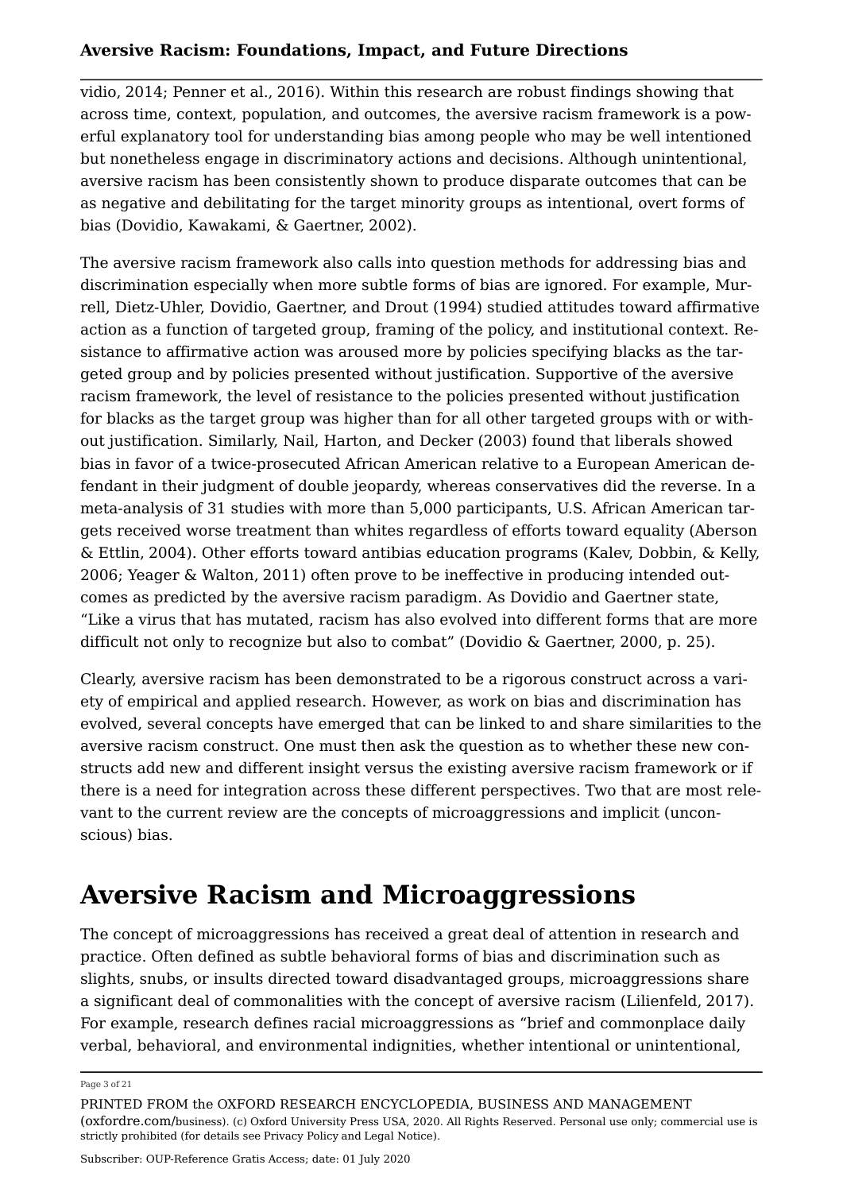vidio, 2014; Penner et al., 2016). Within this research are robust findings showing that across time, context, population, and outcomes, the aversive racism framework is a powerful explanatory tool for understanding bias among people who may be well intentioned but nonetheless engage in discriminatory actions and decisions. Although unintentional, aversive racism has been consistently shown to produce disparate outcomes that can be as negative and debilitating for the target minority groups as intentional, overt forms of bias (Dovidio, Kawakami, & Gaertner, 2002).

The aversive racism framework also calls into question methods for addressing bias and discrimination especially when more subtle forms of bias are ignored. For example, Murrell, Dietz-Uhler, Dovidio, Gaertner, and Drout (1994) studied attitudes toward affirmative action as a function of targeted group, framing of the policy, and institutional context. Resistance to affirmative action was aroused more by policies specifying blacks as the targeted group and by policies presented without justification. Supportive of the aversive racism framework, the level of resistance to the policies presented without justification for blacks as the target group was higher than for all other targeted groups with or without justification. Similarly, Nail, Harton, and Decker (2003) found that liberals showed bias in favor of a twice-prosecuted African American relative to a European American defendant in their judgment of double jeopardy, whereas conservatives did the reverse. In a meta-analysis of 31 studies with more than 5,000 participants, U.S. African American targets received worse treatment than whites regardless of efforts toward equality (Aberson & Ettlin, 2004). Other efforts toward antibias education programs (Kalev, Dobbin, & Kelly, 2006; Yeager & Walton, 2011) often prove to be ineffective in producing intended outcomes as predicted by the aversive racism paradigm. As Dovidio and Gaertner state, "Like a virus that has mutated, racism has also evolved into different forms that are more difficult not only to recognize but also to combat" (Dovidio & Gaertner, 2000, p. 25).

Clearly, aversive racism has been demonstrated to be a rigorous construct across a variety of empirical and applied research. However, as work on bias and discrimination has evolved, several concepts have emerged that can be linked to and share similarities to the aversive racism construct. One must then ask the question as to whether these new constructs add new and different insight versus the existing aversive racism framework or if there is a need for integration across these different perspectives. Two that are most relevant to the current review are the concepts of microaggressions and implicit (unconscious) bias.

# Aversive Racism and Microaggressions

The concept of microaggressions has received a great deal of attention in research and practice. Often defined as subtle behavioral forms of bias and discrimination such as slights, snubs, or insults directed toward disadvantaged groups, microaggressions share a significant deal of commonalities with the concept of aversive racism (Lilienfeld, 2017). For example, research defines racial microaggressions as "brief and commonplace daily verbal, behavioral, and environmental indignities, whether intentional or unintentional,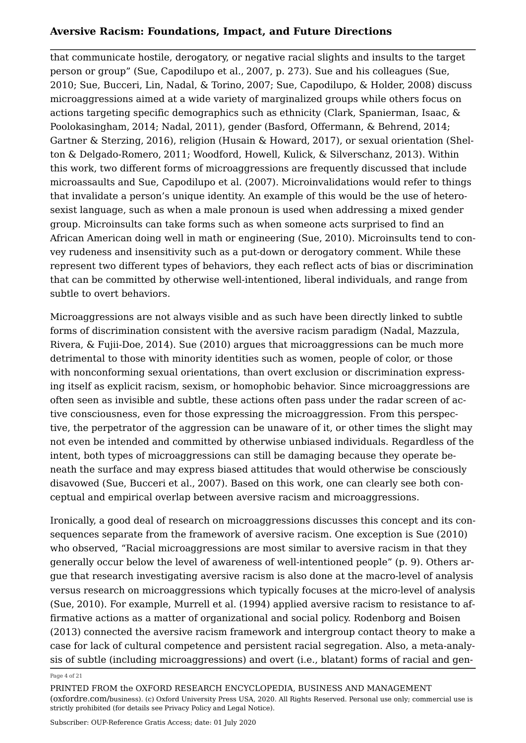that communicate hostile, derogatory, or negative racial slights and insults to the target person or group" (Sue, Capodilupo et al., 2007, p. 273). Sue and his colleagues (Sue, 2010; Sue, Bucceri, Lin, Nadal, & Torino, 2007; Sue, Capodilupo, & Holder, 2008) discuss microaggressions aimed at a wide variety of marginalized groups while others focus on actions targeting specific demographics such as ethnicity (Clark, Spanierman, Isaac, & Poolokasingham, 2014; Nadal, 2011), gender (Basford, Offermann, & Behrend, 2014; Gartner & Sterzing, 2016), religion (Husain & Howard, 2017), or sexual orientation (Shelton & Delgado-Romero, 2011; Woodford, Howell, Kulick, & Silverschanz, 2013). Within this work, two different forms of microaggressions are frequently discussed that include microassaults and Sue, Capodilupo et al. (2007). Microinvalidations would refer to things that invalidate a person's unique identity. An example of this would be the use of heterosexist language, such as when a male pronoun is used when addressing a mixed gender group. Microinsults can take forms such as when someone acts surprised to find an African American doing well in math or engineering (Sue, 2010). Microinsults tend to convey rudeness and insensitivity such as a put-down or derogatory comment. While these represent two different types of behaviors, they each reflect acts of bias or discrimination that can be committed by otherwise well-intentioned, liberal individuals, and range from subtle to overt behaviors.

Microaggressions are not always visible and as such have been directly linked to subtle forms of discrimination consistent with the aversive racism paradigm (Nadal, Mazzula, Rivera, & Fujii-Doe, 2014). Sue (2010) argues that microaggressions can be much more detrimental to those with minority identities such as women, people of color, or those with nonconforming sexual orientations, than overt exclusion or discrimination expressing itself as explicit racism, sexism, or homophobic behavior. Since microaggressions are often seen as invisible and subtle, these actions often pass under the radar screen of active consciousness, even for those expressing the microaggression. From this perspective, the perpetrator of the aggression can be unaware of it, or other times the slight may not even be intended and committed by otherwise unbiased individuals. Regardless of the intent, both types of microaggressions can still be damaging because they operate beneath the surface and may express biased attitudes that would otherwise be consciously disavowed (Sue, Bucceri et al., 2007). Based on this work, one can clearly see both conceptual and empirical overlap between aversive racism and microaggressions.

Ironically, a good deal of research on microaggressions discusses this concept and its consequences separate from the framework of aversive racism. One exception is Sue (2010) who observed, "Racial microaggressions are most similar to aversive racism in that they generally occur below the level of awareness of well-intentioned people" (p. 9). Others argue that research investigating aversive racism is also done at the macro-level of analysis versus research on microaggressions which typically focuses at the micro-level of analysis (Sue, 2010). For example, Murrell et al. (1994) applied aversive racism to resistance to affirmative actions as a matter of organizational and social policy. Rodenborg and Boisen (2013) connected the aversive racism framework and intergroup contact theory to make a case for lack of cultural competence and persistent racial segregation. Also, a meta-analysis of subtle (including microaggressions) and overt (i.e., blatant) forms of racial and gen-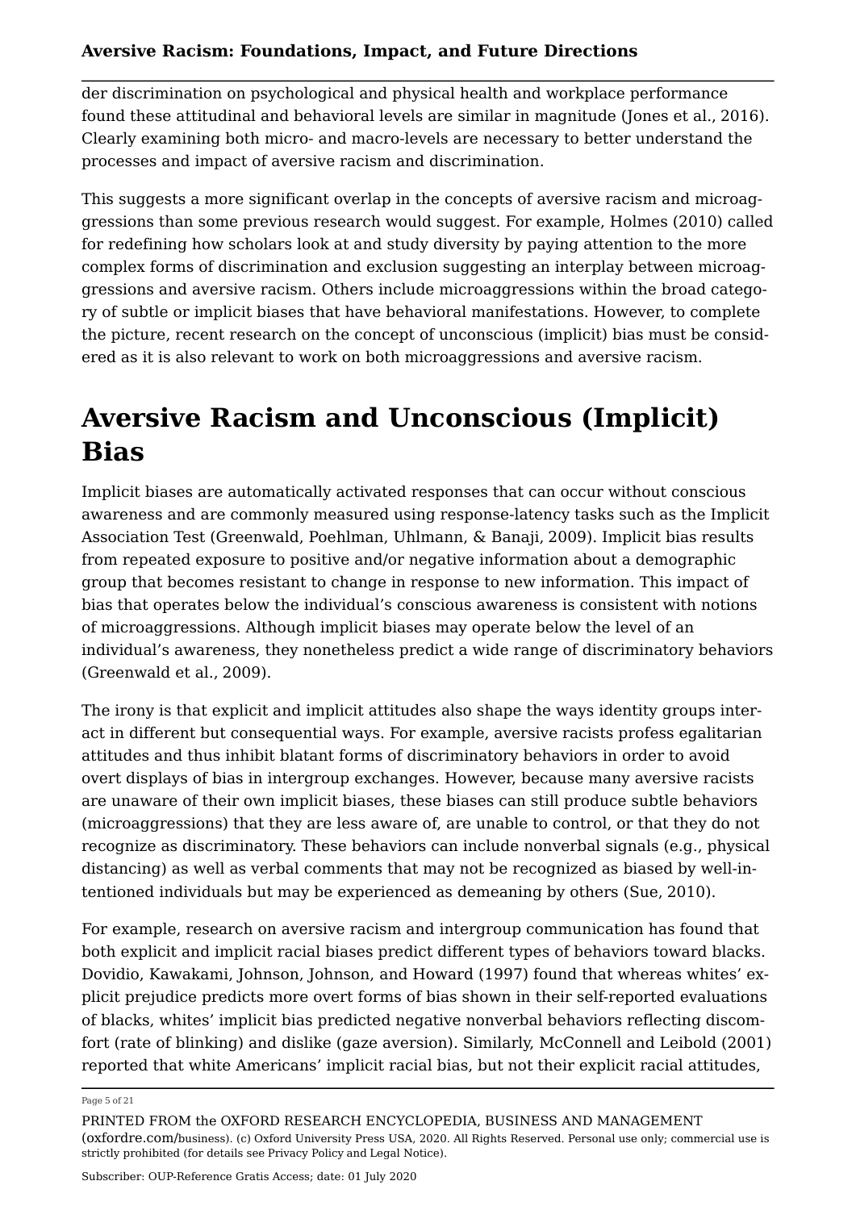der discrimination on psychological and physical health and workplace performance found these attitudinal and behavioral levels are similar in magnitude (Jones et al., 2016). Clearly examining both micro- and macro-levels are necessary to better understand the processes and impact of aversive racism and discrimination.

This suggests a more significant overlap in the concepts of aversive racism and microaggressions than some previous research would suggest. For example, Holmes (2010) called for redefining how scholars look at and study diversity by paying attention to the more complex forms of discrimination and exclusion suggesting an interplay between microaggressions and aversive racism. Others include microaggressions within the broad category of subtle or implicit biases that have behavioral manifestations. However, to complete the picture, recent research on the concept of unconscious (implicit) bias must be considered as it is also relevant to work on both microaggressions and aversive racism.

# Aversive Racism and Unconscious (Implicit) Bias

Implicit biases are automatically activated responses that can occur without conscious awareness and are commonly measured using response-latency tasks such as the Implicit Association Test (Greenwald, Poehlman, Uhlmann, & Banaji, 2009). Implicit bias results from repeated exposure to positive and/or negative information about a demographic group that becomes resistant to change in response to new information. This impact of bias that operates below the individual's conscious awareness is consistent with notions of microaggressions. Although implicit biases may operate below the level of an individual's awareness, they nonetheless predict a wide range of discriminatory behaviors (Greenwald et al., 2009).

The irony is that explicit and implicit attitudes also shape the ways identity groups interact in different but consequential ways. For example, aversive racists profess egalitarian attitudes and thus inhibit blatant forms of discriminatory behaviors in order to avoid overt displays of bias in intergroup exchanges. However, because many aversive racists are unaware of their own implicit biases, these biases can still produce subtle behaviors (microaggressions) that they are less aware of, are unable to control, or that they do not recognize as discriminatory. These behaviors can include nonverbal signals (e.g., physical distancing) as well as verbal comments that may not be recognized as biased by well-intentioned individuals but may be experienced as demeaning by others (Sue, 2010).

For example, research on aversive racism and intergroup communication has found that both explicit and implicit racial biases predict different types of behaviors toward blacks. Dovidio, Kawakami, Johnson, Johnson, and Howard (1997) found that whereas whites' explicit prejudice predicts more overt forms of bias shown in their self-reported evaluations of blacks, whites' implicit bias predicted negative nonverbal behaviors reflecting discomfort (rate of blinking) and dislike (gaze aversion). Similarly, McConnell and Leibold (2001) reported that white Americans' implicit racial bias, but not their explicit racial attitudes,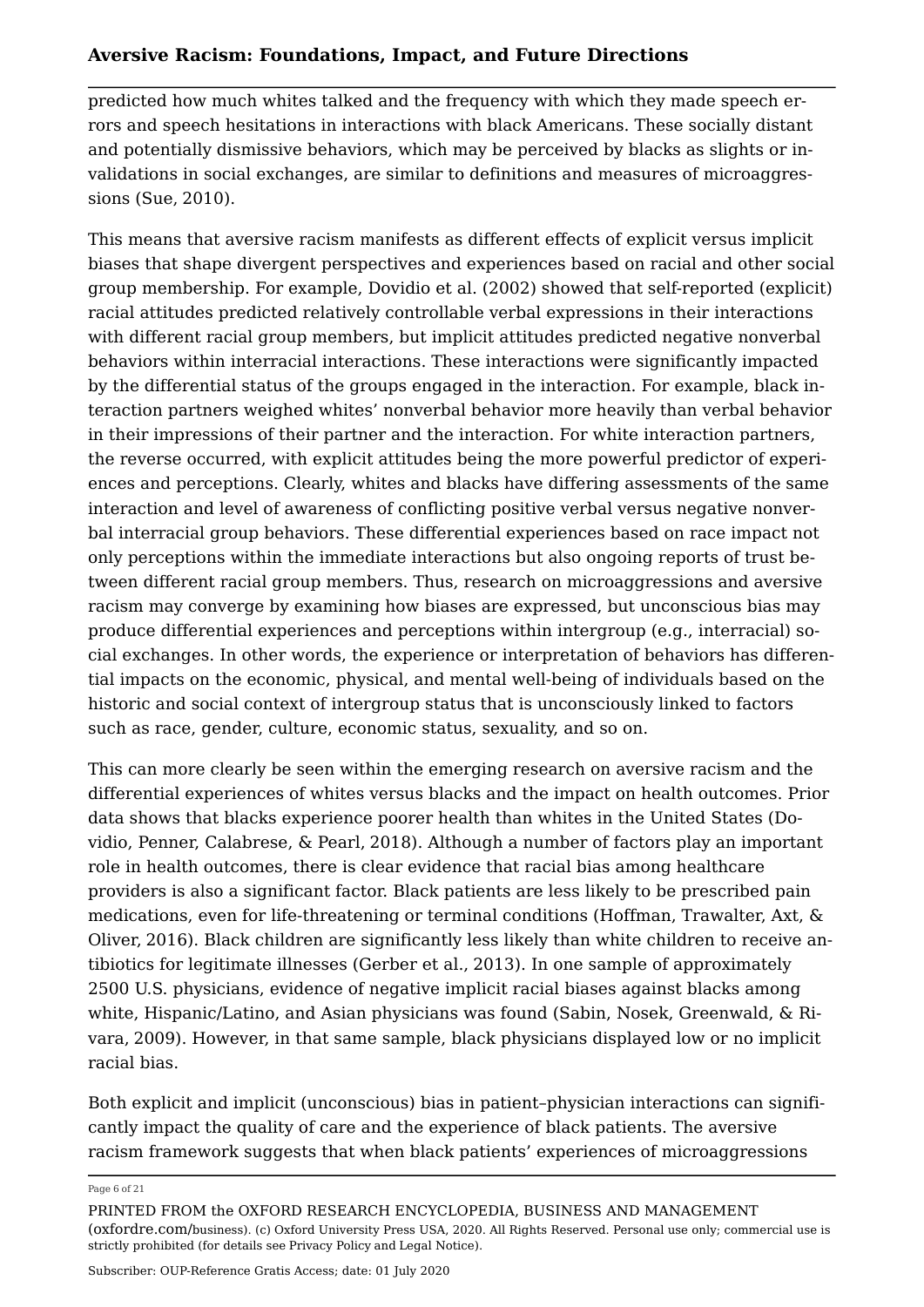predicted how much whites talked and the frequency with which they made speech errors and speech hesitations in interactions with black Americans. These socially distant and potentially dismissive behaviors, which may be perceived by blacks as slights or invalidations in social exchanges, are similar to definitions and measures of microaggressions (Sue, 2010).

This means that aversive racism manifests as different effects of explicit versus implicit biases that shape divergent perspectives and experiences based on racial and other social group membership. For example, Dovidio et al. (2002) showed that self-reported (explicit) racial attitudes predicted relatively controllable verbal expressions in their interactions with different racial group members, but implicit attitudes predicted negative nonverbal behaviors within interracial interactions. These interactions were significantly impacted by the differential status of the groups engaged in the interaction. For example, black interaction partners weighed whites' nonverbal behavior more heavily than verbal behavior in their impressions of their partner and the interaction. For white interaction partners, the reverse occurred, with explicit attitudes being the more powerful predictor of experiences and perceptions. Clearly, whites and blacks have differing assessments of the same interaction and level of awareness of conflicting positive verbal versus negative nonverbal interracial group behaviors. These differential experiences based on race impact not only perceptions within the immediate interactions but also ongoing reports of trust between different racial group members. Thus, research on microaggressions and aversive racism may converge by examining how biases are expressed, but unconscious bias may produce differential experiences and perceptions within intergroup (e.g., interracial) social exchanges. In other words, the experience or interpretation of behaviors has differential impacts on the economic, physical, and mental well-being of individuals based on the historic and social context of intergroup status that is unconsciously linked to factors such as race, gender, culture, economic status, sexuality, and so on.

This can more clearly be seen within the emerging research on aversive racism and the differential experiences of whites versus blacks and the impact on health outcomes. Prior data shows that blacks experience poorer health than whites in the United States (Dovidio, Penner, Calabrese, & Pearl, 2018). Although a number of factors play an important role in health outcomes, there is clear evidence that racial bias among healthcare providers is also a significant factor. Black patients are less likely to be prescribed pain medications, even for life-threatening or terminal conditions (Hoffman, Trawalter, Axt, & Oliver, 2016). Black children are significantly less likely than white children to receive antibiotics for legitimate illnesses (Gerber et al., 2013). In one sample of approximately 2500 U.S. physicians, evidence of negative implicit racial biases against blacks among white, Hispanic/Latino, and Asian physicians was found (Sabin, Nosek, Greenwald, & Rivara, 2009). However, in that same sample, black physicians displayed low or no implicit racial bias.

Both explicit and implicit (unconscious) bias in patient–physician interactions can significantly impact the quality of care and the experience of black patients. The aversive racism framework suggests that when black patients' experiences of microaggressions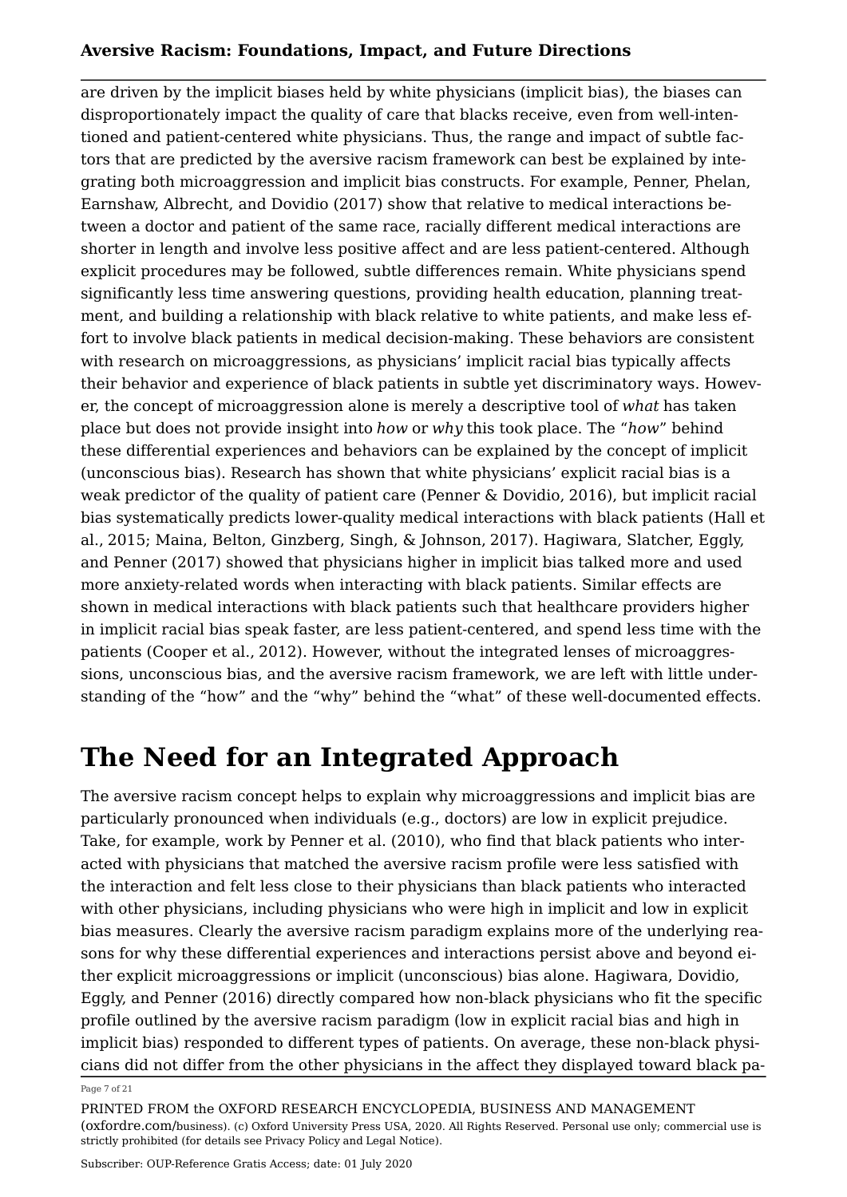are driven by the implicit biases held by white physicians (implicit bias), the biases can disproportionately impact the quality of care that blacks receive, even from well-intentioned and patient-centered white physicians. Thus, the range and impact of subtle factors that are predicted by the aversive racism framework can best be explained by integrating both microaggression and implicit bias constructs. For example, Penner, Phelan, Earnshaw, Albrecht, and Dovidio (2017) show that relative to medical interactions between a doctor and patient of the same race, racially different medical interactions are shorter in length and involve less positive affect and are less patient-centered. Although explicit procedures may be followed, subtle differences remain. White physicians spend significantly less time answering questions, providing health education, planning treatment, and building a relationship with black relative to white patients, and make less effort to involve black patients in medical decision-making. These behaviors are consistent with research on microaggressions, as physicians' implicit racial bias typically affects their behavior and experience of black patients in subtle yet discriminatory ways. However, the concept of microaggression alone is merely a descriptive tool of *what* has taken place but does not provide insight into *how* or *why* this took place. The "*how*" behind these differential experiences and behaviors can be explained by the concept of implicit (unconscious bias). Research has shown that white physicians' explicit racial bias is a weak predictor of the quality of patient care (Penner & Dovidio, 2016), but implicit racial bias systematically predicts lower-quality medical interactions with black patients (Hall et al., 2015; Maina, Belton, Ginzberg, Singh, & Johnson, 2017). Hagiwara, Slatcher, Eggly, and Penner (2017) showed that physicians higher in implicit bias talked more and used more anxiety-related words when interacting with black patients. Similar effects are shown in medical interactions with black patients such that healthcare providers higher in implicit racial bias speak faster, are less patient-centered, and spend less time with the patients (Cooper et al., 2012). However, without the integrated lenses of microaggressions, unconscious bias, and the aversive racism framework, we are left with little understanding of the "how" and the "why" behind the "what" of these well-documented effects.

# The Need for an Integrated Approach

The aversive racism concept helps to explain why microaggressions and implicit bias are particularly pronounced when individuals (e.g., doctors) are low in explicit prejudice. Take, for example, work by Penner et al. (2010), who find that black patients who interacted with physicians that matched the aversive racism profile were less satisfied with the interaction and felt less close to their physicians than black patients who interacted with other physicians, including physicians who were high in implicit and low in explicit bias measures. Clearly the aversive racism paradigm explains more of the underlying reasons for why these differential experiences and interactions persist above and beyond either explicit microaggressions or implicit (unconscious) bias alone. Hagiwara, Dovidio, Eggly, and Penner (2016) directly compared how non-black physicians who fit the specific profile outlined by the aversive racism paradigm (low in explicit racial bias and high in implicit bias) responded to different types of patients. On average, these non-black physicians did not differ from the other physicians in the affect they displayed toward black pa-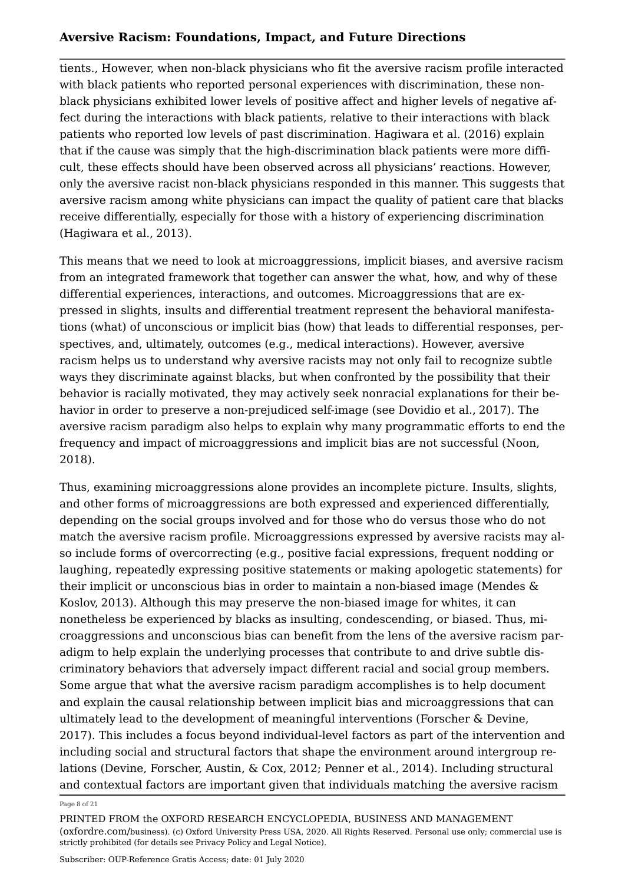tients., However, when non-black physicians who fit the aversive racism profile interacted with black patients who reported personal experiences with discrimination, these non-black physicians exhibited lower levels of positive affect and higher levels of negative affect during the interactions with black patients, relative to their interactions with black patients who reported low levels of past discrimination. Hagiwara et al. (2016) explain that if the cause was simply that the high-discrimination black patients were more difficult, these effects should have been observed across all physicians' reactions. However, only the aversive racist non-black physicians responded in this manner. This suggests that aversive racism among white physicians can impact the quality of patient care that blacks receive differentially, especially for those with a history of experiencing discrimination (Hagiwara et al., 2013).

This means that we need to look at microaggressions, implicit biases, and aversive racism from an integrated framework that together can answer the what, how, and why of these differential experiences, interactions, and outcomes. Microaggressions that are expressed in slights, insults and differential treatment represent the behavioral manifestations (what) of unconscious or implicit bias (how) that leads to differential responses, perspectives, and, ultimately, outcomes (e.g., medical interactions). However, aversive racism helps us to understand why aversive racists may not only fail to recognize subtle ways they discriminate against blacks, but when confronted by the possibility that their behavior is racially motivated, they may actively seek nonracial explanations for their behavior in order to preserve a non-prejudiced self-image (see Dovidio et al., 2017). The aversive racism paradigm also helps to explain why many programmatic efforts to end the frequency and impact of microaggressions and implicit bias are not successful (Noon, 2018).

Thus, examining microaggressions alone provides an incomplete picture. Insults, slights, and other forms of microaggressions are both expressed and experienced differentially, depending on the social groups involved and for those who do versus those who do not match the aversive racism profile. Microaggressions expressed by aversive racists may also include forms of overcorrecting (e.g., positive facial expressions, frequent nodding or laughing, repeatedly expressing positive statements or making apologetic statements) for their implicit or unconscious bias in order to maintain a non-biased image (Mendes & Koslov, 2013). Although this may preserve the non-biased image for whites, it can nonetheless be experienced by blacks as insulting, condescending, or biased. Thus, microaggressions and unconscious bias can benefit from the lens of the aversive racism paradigm to help explain the underlying processes that contribute to and drive subtle discriminatory behaviors that adversely impact different racial and social group members. Some argue that what the aversive racism paradigm accomplishes is to help document and explain the causal relationship between implicit bias and microaggressions that can ultimately lead to the development of meaningful interventions (Forscher & Devine, 2017). This includes a focus beyond individual-level factors as part of the intervention and including social and structural factors that shape the environment around intergroup relations (Devine, Forscher, Austin, & Cox, 2012; Penner et al., 2014). Including structural and contextual factors are important given that individuals matching the aversive racism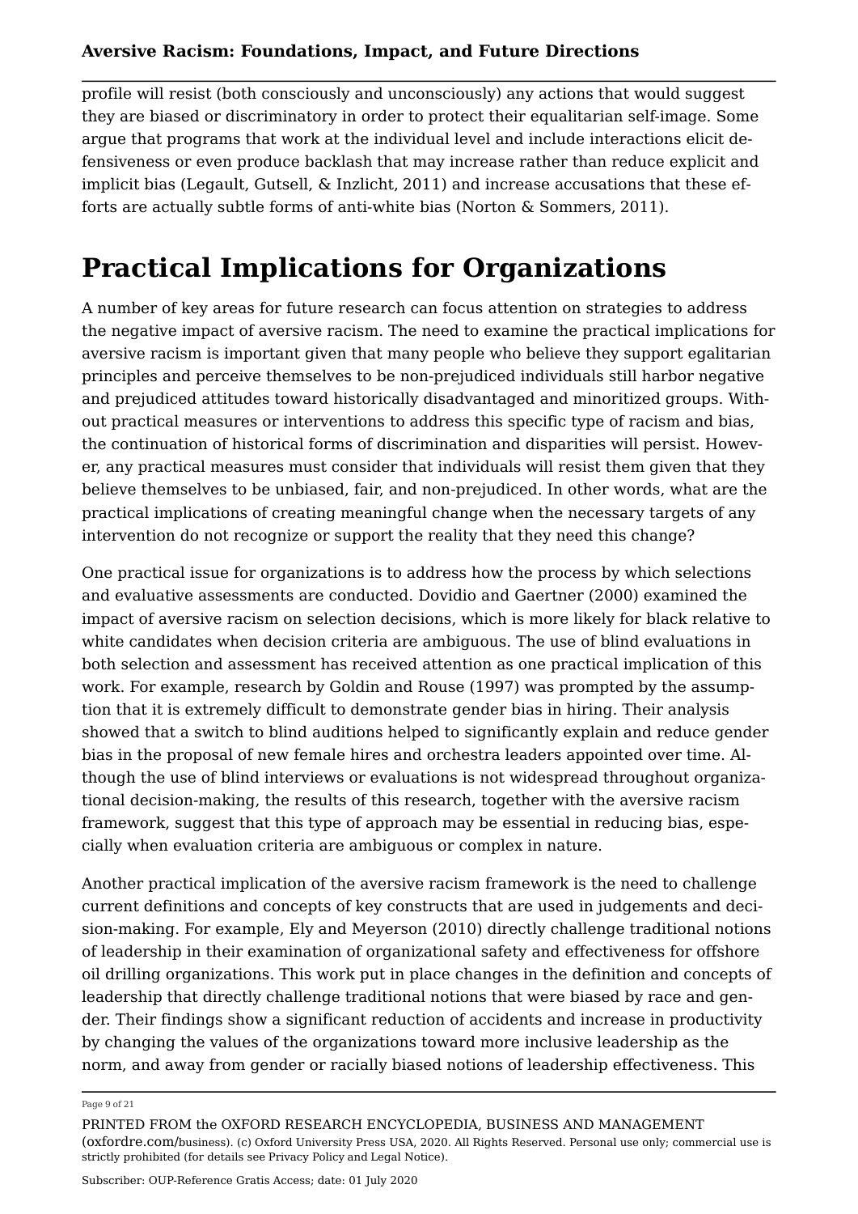profile will resist (both consciously and unconsciously) any actions that would suggest they are biased or discriminatory in order to protect their equalitarian self-image. Some argue that programs that work at the individual level and include interactions elicit defensiveness or even produce backlash that may increase rather than reduce explicit and implicit bias (Legault, Gutsell, & Inzlicht, 2011) and increase accusations that these efforts are actually subtle forms of anti-white bias (Norton & Sommers, 2011).

# Practical Implications for Organizations

A number of key areas for future research can focus attention on strategies to address the negative impact of aversive racism. The need to examine the practical implications for aversive racism is important given that many people who believe they support egalitarian principles and perceive themselves to be non-prejudiced individuals still harbor negative and prejudiced attitudes toward historically disadvantaged and minoritized groups. Without practical measures or interventions to address this specific type of racism and bias, the continuation of historical forms of discrimination and disparities will persist. However, any practical measures must consider that individuals will resist them given that they believe themselves to be unbiased, fair, and non-prejudiced. In other words, what are the practical implications of creating meaningful change when the necessary targets of any intervention do not recognize or support the reality that they need this change?

One practical issue for organizations is to address how the process by which selections and evaluative assessments are conducted. Dovidio and Gaertner (2000) examined the impact of aversive racism on selection decisions, which is more likely for black relative to white candidates when decision criteria are ambiguous. The use of blind evaluations in both selection and assessment has received attention as one practical implication of this work. For example, research by Goldin and Rouse (1997) was prompted by the assumption that it is extremely difficult to demonstrate gender bias in hiring. Their analysis showed that a switch to blind auditions helped to significantly explain and reduce gender bias in the proposal of new female hires and orchestra leaders appointed over time. Although the use of blind interviews or evaluations is not widespread throughout organizational decision-making, the results of this research, together with the aversive racism framework, suggest that this type of approach may be essential in reducing bias, especially when evaluation criteria are ambiguous or complex in nature.

Another practical implication of the aversive racism framework is the need to challenge current definitions and concepts of key constructs that are used in judgements and decision-making. For example, Ely and Meyerson (2010) directly challenge traditional notions of leadership in their examination of organizational safety and effectiveness for offshore oil drilling organizations. This work put in place changes in the definition and concepts of leadership that directly challenge traditional notions that were biased by race and gender. Their findings show a significant reduction of accidents and increase in productivity by changing the values of the organizations toward more inclusive leadership as the norm, and away from gender or racially biased notions of leadership effectiveness. This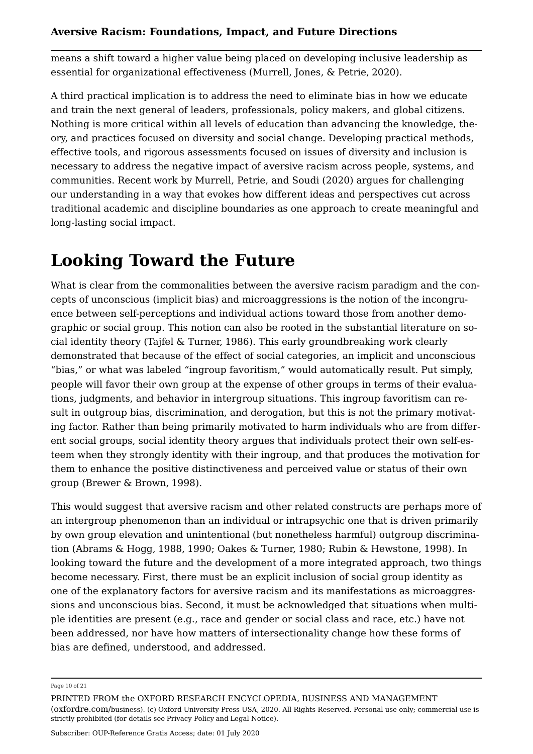means a shift toward a higher value being placed on developing inclusive leadership as essential for organizational effectiveness (Murrell, Jones, & Petrie, 2020).

A third practical implication is to address the need to eliminate bias in how we educate and train the next general of leaders, professionals, policy makers, and global citizens. Nothing is more critical within all levels of education than advancing the knowledge, theory, and practices focused on diversity and social change. Developing practical methods, effective tools, and rigorous assessments focused on issues of diversity and inclusion is necessary to address the negative impact of aversive racism across people, systems, and communities. Recent work by Murrell, Petrie, and Soudi (2020) argues for challenging our understanding in a way that evokes how different ideas and perspectives cut across traditional academic and discipline boundaries as one approach to create meaningful and long-lasting social impact.

# Looking Toward the Future

What is clear from the commonalities between the aversive racism paradigm and the concepts of unconscious (implicit bias) and microaggressions is the notion of the incongruence between self-perceptions and individual actions toward those from another demographic or social group. This notion can also be rooted in the substantial literature on social identity theory (Tajfel & Turner, 1986). This early groundbreaking work clearly demonstrated that because of the effect of social categories, an implicit and unconscious "bias," or what was labeled "ingroup favoritism," would automatically result. Put simply, people will favor their own group at the expense of other groups in terms of their evaluations, judgments, and behavior in intergroup situations. This ingroup favoritism can result in outgroup bias, discrimination, and derogation, but this is not the primary motivating factor. Rather than being primarily motivated to harm individuals who are from different social groups, social identity theory argues that individuals protect their own self-esteem when they strongly identity with their ingroup, and that produces the motivation for them to enhance the positive distinctiveness and perceived value or status of their own group (Brewer & Brown, 1998).

This would suggest that aversive racism and other related constructs are perhaps more of an intergroup phenomenon than an individual or intrapsychic one that is driven primarily by own group elevation and unintentional (but nonetheless harmful) outgroup discrimination (Abrams & Hogg, 1988, 1990; Oakes & Turner, 1980; Rubin & Hewstone, 1998). In looking toward the future and the development of a more integrated approach, two things become necessary. First, there must be an explicit inclusion of social group identity as one of the explanatory factors for aversive racism and its manifestations as microaggressions and unconscious bias. Second, it must be acknowledged that situations when multiple identities are present (e.g., race and gender or social class and race, etc.) have not been addressed, nor have how matters of intersectionality change how these forms of bias are defined, understood, and addressed.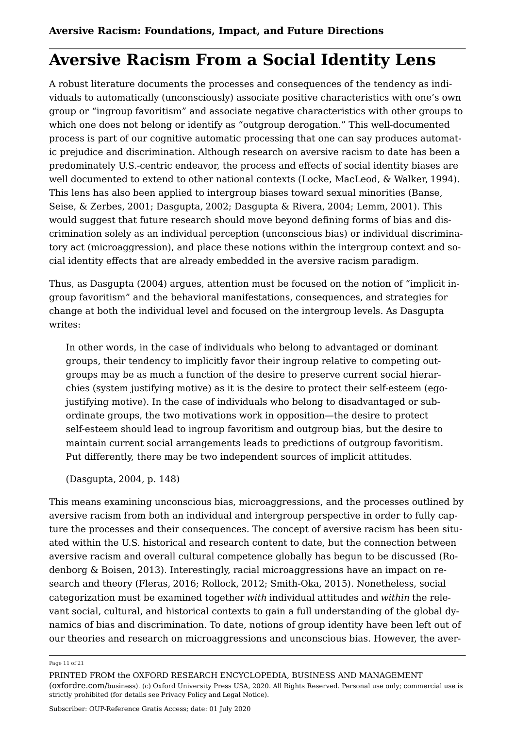# Aversive Racism From a Social Identity Lens

A robust literature documents the processes and consequences of the tendency as individuals to automatically (unconsciously) associate positive characteristics with one's own group or "ingroup favoritism" and associate negative characteristics with other groups to which one does not belong or identify as "outgroup derogation." This well-documented process is part of our cognitive automatic processing that one can say produces automatic prejudice and discrimination. Although research on aversive racism to date has been a predominately U.S.-centric endeavor, the process and effects of social identity biases are well documented to extend to other national contexts (Locke, MacLeod, & Walker, 1994). This lens has also been applied to intergroup biases toward sexual minorities (Banse, Seise, & Zerbes, 2001; Dasgupta, 2002; Dasgupta & Rivera, 2004; Lemm, 2001). This would suggest that future research should move beyond defining forms of bias and discrimination solely as an individual perception (unconscious bias) or individual discriminatory act (microaggression), and place these notions within the intergroup context and social identity effects that are already embedded in the aversive racism paradigm.

Thus, as Dasgupta (2004) argues, attention must be focused on the notion of "implicit ingroup favoritism" and the behavioral manifestations, consequences, and strategies for change at both the individual level and focused on the intergroup levels. As Dasgupta writes:

> In other words, in the case of individuals who belong to advantaged or dominant groups, their tendency to implicitly favor their ingroup relative to competing outgroups may be as much a function of the desire to preserve current social hierarchies (system justifying motive) as it is the desire to protect their self-esteem (ego-justifying motive). In the case of individuals who belong to disadvantaged or subordinate groups, the two motivations work in opposition—the desire to protect self-esteem should lead to ingroup favoritism and outgroup bias, but the desire to maintain current social arrangements leads to predictions of outgroup favoritism. Put differently, there may be two independent sources of implicit attitudes.
>
> (Dasgupta, 2004, p. 148)

This means examining unconscious bias, microaggressions, and the processes outlined by aversive racism from both an individual and intergroup perspective in order to fully capture the processes and their consequences. The concept of aversive racism has been situated within the U.S. historical and research content to date, but the connection between aversive racism and overall cultural competence globally has begun to be discussed (Rodenborg & Boisen, 2013). Interestingly, racial microaggressions have an impact on research and theory (Fleras, 2016; Rollock, 2012; Smith-Oka, 2015). Nonetheless, social categorization must be examined together *with* individual attitudes and *within* the relevant social, cultural, and historical contexts to gain a full understanding of the global dynamics of bias and discrimination. To date, notions of group identity have been left out of our theories and research on microaggressions and unconscious bias. However, the aver-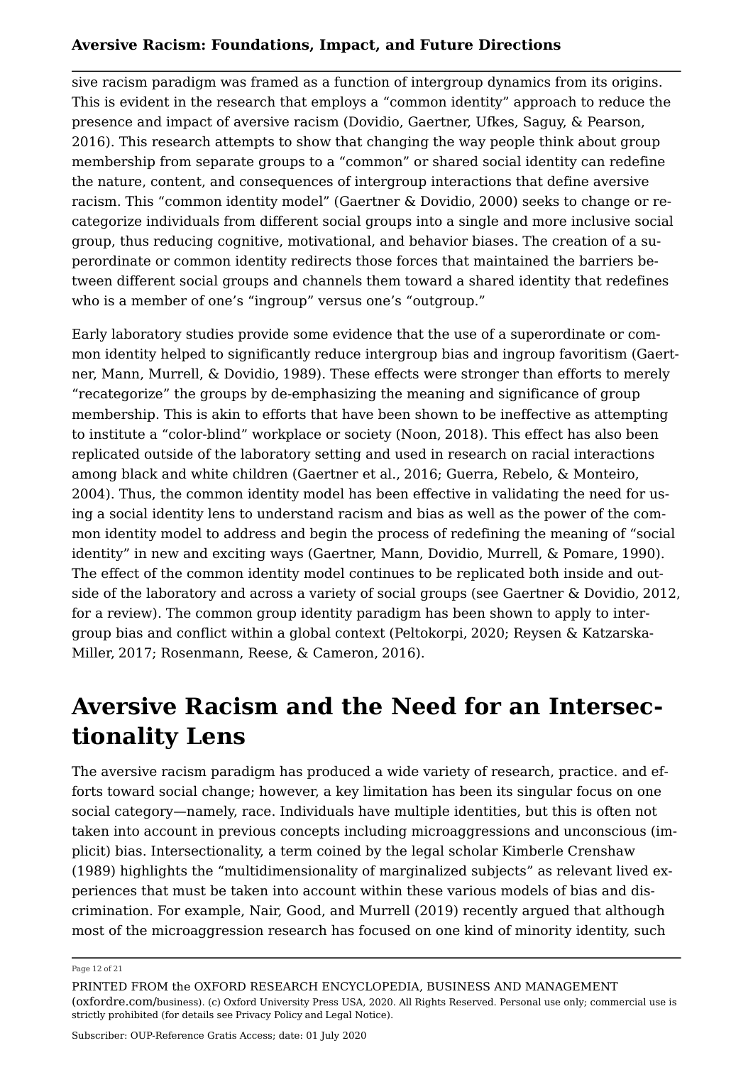sive racism paradigm was framed as a function of intergroup dynamics from its origins. This is evident in the research that employs a “common identity” approach to reduce the presence and impact of aversive racism (Dovidio, Gaertner, Ufkes, Saguy, & Pearson, 2016). This research attempts to show that changing the way people think about group membership from separate groups to a “common” or shared social identity can redefine the nature, content, and consequences of intergroup interactions that define aversive racism. This “common identity model” (Gaertner & Dovidio, 2000) seeks to change or recategorize individuals from different social groups into a single and more inclusive social group, thus reducing cognitive, motivational, and behavior biases. The creation of a superordinate or common identity redirects those forces that maintained the barriers between different social groups and channels them toward a shared identity that redefines who is a member of one’s “ingroup” versus one’s “outgroup.”

Early laboratory studies provide some evidence that the use of a superordinate or common identity helped to significantly reduce intergroup bias and ingroup favoritism (Gaertner, Mann, Murrell, & Dovidio, 1989). These effects were stronger than efforts to merely “recategorize” the groups by de-emphasizing the meaning and significance of group membership. This is akin to efforts that have been shown to be ineffective as attempting to institute a “color-blind” workplace or society (Noon, 2018). This effect has also been replicated outside of the laboratory setting and used in research on racial interactions among black and white children (Gaertner et al., 2016; Guerra, Rebelo, & Monteiro, 2004). Thus, the common identity model has been effective in validating the need for using a social identity lens to understand racism and bias as well as the power of the common identity model to address and begin the process of redefining the meaning of “social identity” in new and exciting ways (Gaertner, Mann, Dovidio, Murrell, & Pomare, 1990). The effect of the common identity model continues to be replicated both inside and outside of the laboratory and across a variety of social groups (see Gaertner & Dovidio, 2012, for a review). The common group identity paradigm has been shown to apply to intergroup bias and conflict within a global context (Peltokorpi, 2020; Reysen & Katzarska-Miller, 2017; Rosenmann, Reese, & Cameron, 2016).

# Aversive Racism and the Need for an Intersectionality Lens

The aversive racism paradigm has produced a wide variety of research, practice. and efforts toward social change; however, a key limitation has been its singular focus on one social category—namely, race. Individuals have multiple identities, but this is often not taken into account in previous concepts including microaggressions and unconscious (implicit) bias. Intersectionality, a term coined by the legal scholar Kimberle Crenshaw (1989) highlights the “multidimensionality of marginalized subjects” as relevant lived experiences that must be taken into account within these various models of bias and discrimination. For example, Nair, Good, and Murrell (2019) recently argued that although most of the microaggression research has focused on one kind of minority identity, such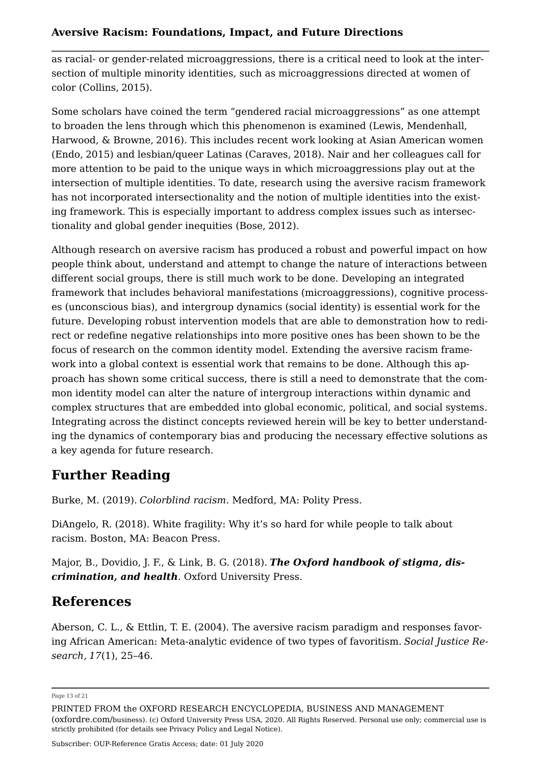as racial- or gender-related microaggressions, there is a critical need to look at the intersection of multiple minority identities, such as microaggressions directed at women of color (Collins, 2015).

Some scholars have coined the term "gendered racial microaggressions" as one attempt to broaden the lens through which this phenomenon is examined (Lewis, Mendenhall, Harwood, & Browne, 2016). This includes recent work looking at Asian American women (Endo, 2015) and lesbian/queer Latinas (Caraves, 2018). Nair and her colleagues call for more attention to be paid to the unique ways in which microaggressions play out at the intersection of multiple identities. To date, research using the aversive racism framework has not incorporated intersectionality and the notion of multiple identities into the existing framework. This is especially important to address complex issues such as intersectionality and global gender inequities (Bose, 2012).

Although research on aversive racism has produced a robust and powerful impact on how people think about, understand and attempt to change the nature of interactions between different social groups, there is still much work to be done. Developing an integrated framework that includes behavioral manifestations (microaggressions), cognitive processes (unconscious bias), and intergroup dynamics (social identity) is essential work for the future. Developing robust intervention models that are able to demonstration how to redirect or redefine negative relationships into more positive ones has been shown to be the focus of research on the common identity model. Extending the aversive racism framework into a global context is essential work that remains to be done. Although this approach has shown some critical success, there is still a need to demonstrate that the common identity model can alter the nature of intergroup interactions within dynamic and complex structures that are embedded into global economic, political, and social systems. Integrating across the distinct concepts reviewed herein will be key to better understanding the dynamics of contemporary bias and producing the necessary effective solutions as a key agenda for future research.

## Further Reading

Burke, M. (2019). *Colorblind racism*. Medford, MA: Polity Press.

DiAngelo, R. (2018). White fragility: Why it's so hard for while people to talk about racism. Boston, MA: Beacon Press.

Major, B., Dovidio, J. F., & Link, B. G. (2018). ***The Oxford handbook of stigma, discrimination, and health***. Oxford University Press.

## References

Aberson, C. L., & Ettlin, T. E. (2004). The aversive racism paradigm and responses favoring African American: Meta-analytic evidence of two types of favoritism. *Social Justice Research*, *17*(1), 25–46.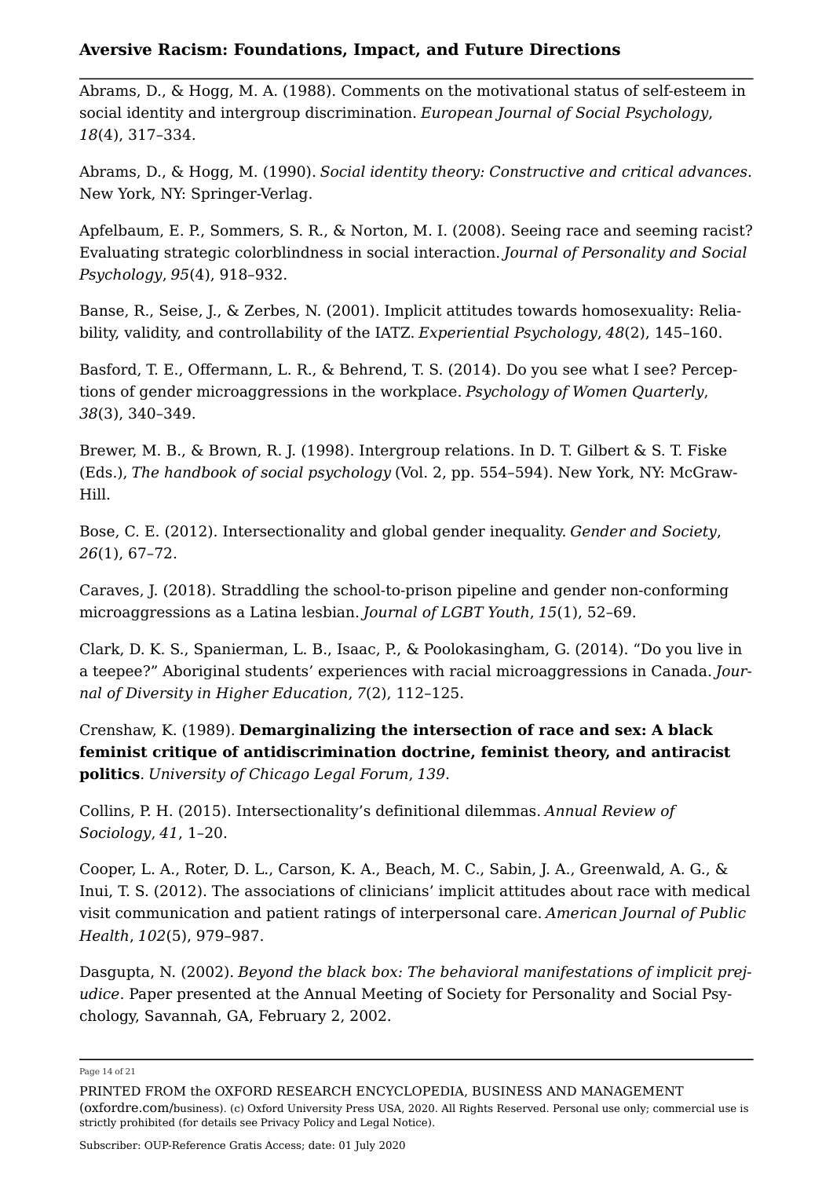Abrams, D., & Hogg, M. A. (1988). Comments on the motivational status of self-esteem in social identity and intergroup discrimination. *European Journal of Social Psychology*, *18*(4), 317–334.

Abrams, D., & Hogg, M. (1990). *Social identity theory: Constructive and critical advances*. New York, NY: Springer-Verlag.

Apfelbaum, E. P., Sommers, S. R., & Norton, M. I. (2008). Seeing race and seeming racist? Evaluating strategic colorblindness in social interaction. *Journal of Personality and Social Psychology*, *95*(4), 918–932.

Banse, R., Seise, J., & Zerbes, N. (2001). Implicit attitudes towards homosexuality: Reliability, validity, and controllability of the IATZ. *Experiential Psychology*, *48*(2), 145–160.

Basford, T. E., Offermann, L. R., & Behrend, T. S. (2014). Do you see what I see? Perceptions of gender microaggressions in the workplace. *Psychology of Women Quarterly*, *38*(3), 340–349.

Brewer, M. B., & Brown, R. J. (1998). Intergroup relations. In D. T. Gilbert & S. T. Fiske (Eds.), *The handbook of social psychology* (Vol. 2, pp. 554–594). New York, NY: McGraw-Hill.

Bose, C. E. (2012). Intersectionality and global gender inequality. *Gender and Society*, *26*(1), 67–72.

Caraves, J. (2018). Straddling the school-to-prison pipeline and gender non-conforming microaggressions as a Latina lesbian. *Journal of LGBT Youth*, *15*(1), 52–69.

Clark, D. K. S., Spanierman, L. B., Isaac, P., & Poolokasingham, G. (2014). "Do you live in a teepee?" Aboriginal students' experiences with racial microaggressions in Canada. *Journal of Diversity in Higher Education*, *7*(2), 112–125.

Crenshaw, K. (1989). **Demarginalizing the intersection of race and sex: A black feminist critique of antidiscrimination doctrine, feminist theory, and antiracist politics**. *University of Chicago Legal Forum*, *139*.

Collins, P. H. (2015). Intersectionality's definitional dilemmas. *Annual Review of Sociology*, *41*, 1–20.

Cooper, L. A., Roter, D. L., Carson, K. A., Beach, M. C., Sabin, J. A., Greenwald, A. G., & Inui, T. S. (2012). The associations of clinicians' implicit attitudes about race with medical visit communication and patient ratings of interpersonal care. *American Journal of Public Health*, *102*(5), 979–987.

Dasgupta, N. (2002). *Beyond the black box: The behavioral manifestations of implicit prejudice*. Paper presented at the Annual Meeting of Society for Personality and Social Psychology, Savannah, GA, February 2, 2002.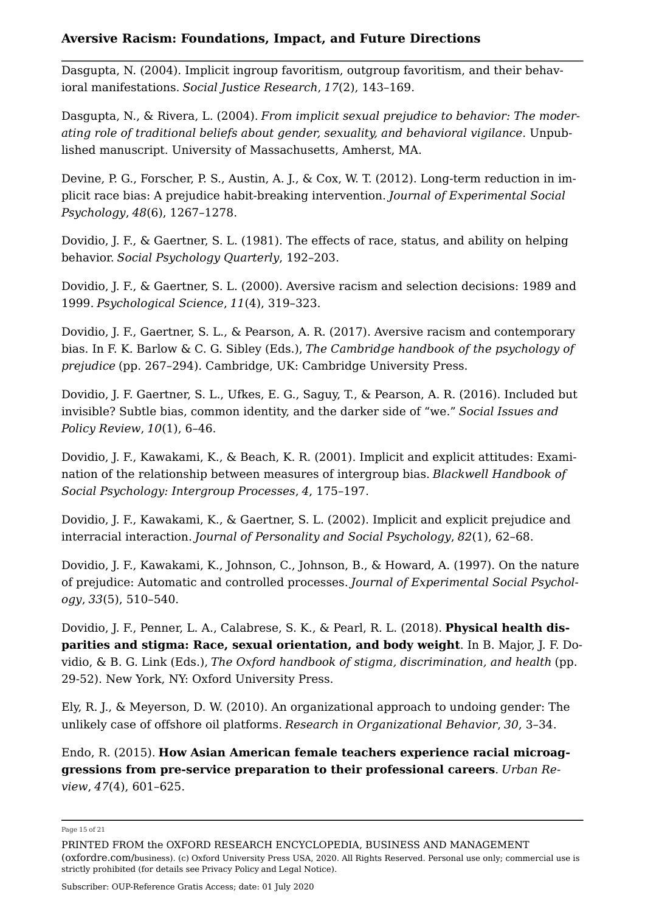Dasgupta, N. (2004). Implicit ingroup favoritism, outgroup favoritism, and their behavioral manifestations. *Social Justice Research*, *17*(2), 143–169.

Dasgupta, N., & Rivera, L. (2004). *From implicit sexual prejudice to behavior: The moderating role of traditional beliefs about gender, sexuality, and behavioral vigilance*. Unpublished manuscript. University of Massachusetts, Amherst, MA.

Devine, P. G., Forscher, P. S., Austin, A. J., & Cox, W. T. (2012). Long-term reduction in implicit race bias: A prejudice habit-breaking intervention. *Journal of Experimental Social Psychology*, *48*(6), 1267–1278.

Dovidio, J. F., & Gaertner, S. L. (1981). The effects of race, status, and ability on helping behavior. *Social Psychology Quarterly*, 192–203.

Dovidio, J. F., & Gaertner, S. L. (2000). Aversive racism and selection decisions: 1989 and 1999. *Psychological Science*, *11*(4), 319–323.

Dovidio, J. F., Gaertner, S. L., & Pearson, A. R. (2017). Aversive racism and contemporary bias. In F. K. Barlow & C. G. Sibley (Eds.), *The Cambridge handbook of the psychology of prejudice* (pp. 267–294). Cambridge, UK: Cambridge University Press.

Dovidio, J. F. Gaertner, S. L., Ufkes, E. G., Saguy, T., & Pearson, A. R. (2016). Included but invisible? Subtle bias, common identity, and the darker side of "we." *Social Issues and Policy Review*, *10*(1), 6–46.

Dovidio, J. F., Kawakami, K., & Beach, K. R. (2001). Implicit and explicit attitudes: Examination of the relationship between measures of intergroup bias. *Blackwell Handbook of Social Psychology: Intergroup Processes*, *4*, 175–197.

Dovidio, J. F., Kawakami, K., & Gaertner, S. L. (2002). Implicit and explicit prejudice and interracial interaction. *Journal of Personality and Social Psychology*, *82*(1), 62–68.

Dovidio, J. F., Kawakami, K., Johnson, C., Johnson, B., & Howard, A. (1997). On the nature of prejudice: Automatic and controlled processes. *Journal of Experimental Social Psychology*, *33*(5), 510–540.

Dovidio, J. F., Penner, L. A., Calabrese, S. K., & Pearl, R. L. (2018). **Physical health disparities and stigma: Race, sexual orientation, and body weight**. In B. Major, J. F. Dovidio, & B. G. Link (Eds.), *The Oxford handbook of stigma, discrimination, and health* (pp. 29-52). New York, NY: Oxford University Press.

Ely, R. J., & Meyerson, D. W. (2010). An organizational approach to undoing gender: The unlikely case of offshore oil platforms. *Research in Organizational Behavior*, *30*, 3–34.

Endo, R. (2015). **How Asian American female teachers experience racial microaggressions from pre-service preparation to their professional careers**. *Urban Review*, *47*(4), 601–625.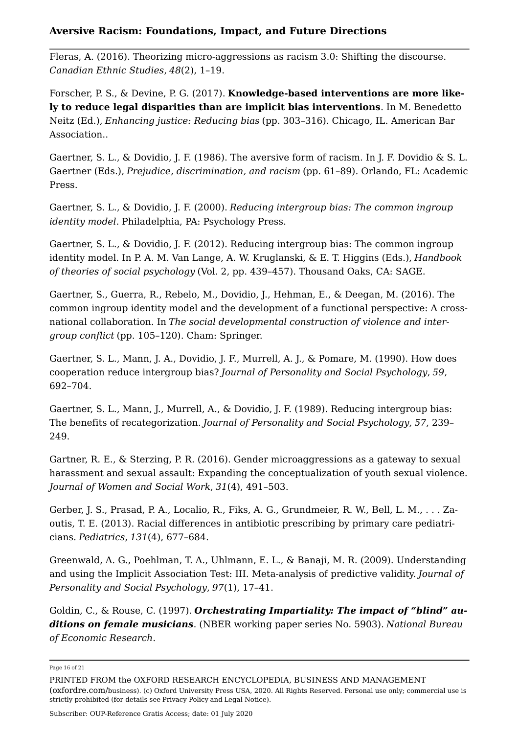Fleras, A. (2016). Theorizing micro-aggressions as racism 3.0: Shifting the discourse. *Canadian Ethnic Studies*, *48*(2), 1–19.

Forscher, P. S., & Devine, P. G. (2017). **Knowledge-based interventions are more likely to reduce legal disparities than are implicit bias interventions**. In M. Benedetto Neitz (Ed.), *Enhancing justice: Reducing bias* (pp. 303–316). Chicago, IL. American Bar Association..

Gaertner, S. L., & Dovidio, J. F. (1986). The aversive form of racism. In J. F. Dovidio & S. L. Gaertner (Eds.), *Prejudice, discrimination, and racism* (pp. 61–89). Orlando, FL: Academic Press.

Gaertner, S. L., & Dovidio, J. F. (2000). *Reducing intergroup bias: The common ingroup identity model*. Philadelphia, PA: Psychology Press.

Gaertner, S. L., & Dovidio, J. F. (2012). Reducing intergroup bias: The common ingroup identity model. In P. A. M. Van Lange, A. W. Kruglanski, & E. T. Higgins (Eds.), *Handbook of theories of social psychology* (Vol. 2, pp. 439–457). Thousand Oaks, CA: SAGE.

Gaertner, S., Guerra, R., Rebelo, M., Dovidio, J., Hehman, E., & Deegan, M. (2016). The common ingroup identity model and the development of a functional perspective: A cross-national collaboration. In *The social developmental construction of violence and intergroup conflict* (pp. 105–120). Cham: Springer.

Gaertner, S. L., Mann, J. A., Dovidio, J. F., Murrell, A. J., & Pomare, M. (1990). How does cooperation reduce intergroup bias? *Journal of Personality and Social Psychology*, *59*, 692–704.

Gaertner, S. L., Mann, J., Murrell, A., & Dovidio, J. F. (1989). Reducing intergroup bias: The benefits of recategorization. *Journal of Personality and Social Psychology*, *57*, 239–249.

Gartner, R. E., & Sterzing, P. R. (2016). Gender microaggressions as a gateway to sexual harassment and sexual assault: Expanding the conceptualization of youth sexual violence. *Journal of Women and Social Work*, *31*(4), 491–503.

Gerber, J. S., Prasad, P. A., Localio, R., Fiks, A. G., Grundmeier, R. W., Bell, L. M., . . . Zaoutis, T. E. (2013). Racial differences in antibiotic prescribing by primary care pediatricians. *Pediatrics*, *131*(4), 677–684.

Greenwald, A. G., Poehlman, T. A., Uhlmann, E. L., & Banaji, M. R. (2009). Understanding and using the Implicit Association Test: III. Meta-analysis of predictive validity. *Journal of Personality and Social Psychology*, *97*(1), 17–41.

Goldin, C., & Rouse, C. (1997). ***Orchestrating Impartiality: The impact of "blind" auditions on female musicians***. (NBER working paper series No. 5903). *National Bureau of Economic Research*.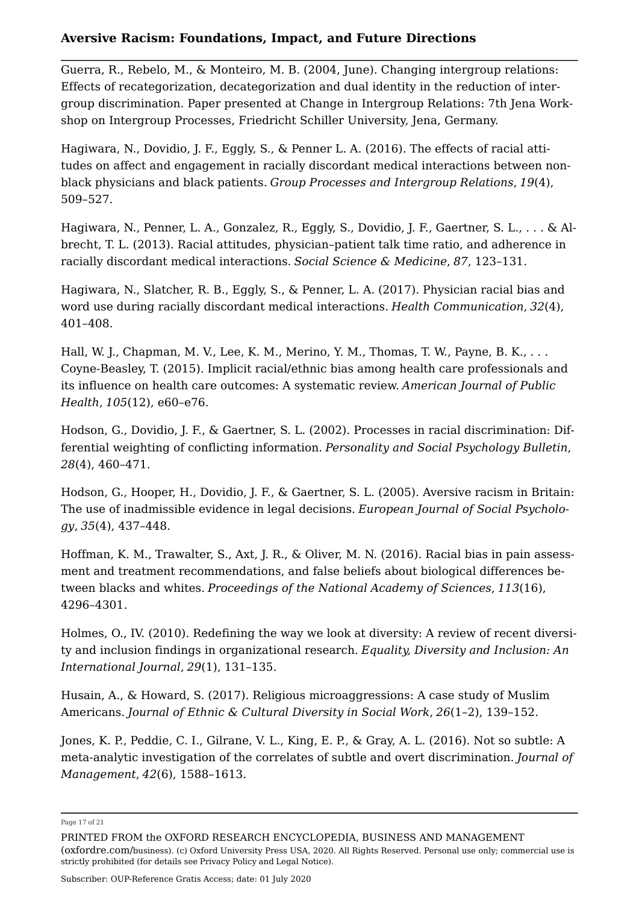Guerra, R., Rebelo, M., & Monteiro, M. B. (2004, June). Changing intergroup relations: Effects of recategorization, decategorization and dual identity in the reduction of intergroup discrimination. Paper presented at Change in Intergroup Relations: 7th Jena Workshop on Intergroup Processes, Friedricht Schiller University, Jena, Germany.

Hagiwara, N., Dovidio, J. F., Eggly, S., & Penner L. A. (2016). The effects of racial attitudes on affect and engagement in racially discordant medical interactions between non-black physicians and black patients. *Group Processes and Intergroup Relations*, *19*(4), 509–527.

Hagiwara, N., Penner, L. A., Gonzalez, R., Eggly, S., Dovidio, J. F., Gaertner, S. L., . . . & Albrecht, T. L. (2013). Racial attitudes, physician–patient talk time ratio, and adherence in racially discordant medical interactions. *Social Science & Medicine*, *87*, 123–131.

Hagiwara, N., Slatcher, R. B., Eggly, S., & Penner, L. A. (2017). Physician racial bias and word use during racially discordant medical interactions. *Health Communication*, *32*(4), 401–408.

Hall, W. J., Chapman, M. V., Lee, K. M., Merino, Y. M., Thomas, T. W., Payne, B. K., . . . Coyne-Beasley, T. (2015). Implicit racial/ethnic bias among health care professionals and its influence on health care outcomes: A systematic review. *American Journal of Public Health*, *105*(12), e60–e76.

Hodson, G., Dovidio, J. F., & Gaertner, S. L. (2002). Processes in racial discrimination: Differential weighting of conflicting information. *Personality and Social Psychology Bulletin*, *28*(4), 460–471.

Hodson, G., Hooper, H., Dovidio, J. F., & Gaertner, S. L. (2005). Aversive racism in Britain: The use of inadmissible evidence in legal decisions. *European Journal of Social Psychology*, *35*(4), 437–448.

Hoffman, K. M., Trawalter, S., Axt, J. R., & Oliver, M. N. (2016). Racial bias in pain assessment and treatment recommendations, and false beliefs about biological differences between blacks and whites. *Proceedings of the National Academy of Sciences*, *113*(16), 4296–4301.

Holmes, O., IV. (2010). Redefining the way we look at diversity: A review of recent diversity and inclusion findings in organizational research. *Equality, Diversity and Inclusion: An International Journal*, *29*(1), 131–135.

Husain, A., & Howard, S. (2017). Religious microaggressions: A case study of Muslim Americans. *Journal of Ethnic & Cultural Diversity in Social Work*, *26*(1–2), 139–152.

Jones, K. P., Peddie, C. I., Gilrane, V. L., King, E. P., & Gray, A. L. (2016). Not so subtle: A meta-analytic investigation of the correlates of subtle and overt discrimination. *Journal of Management*, *42*(6), 1588–1613.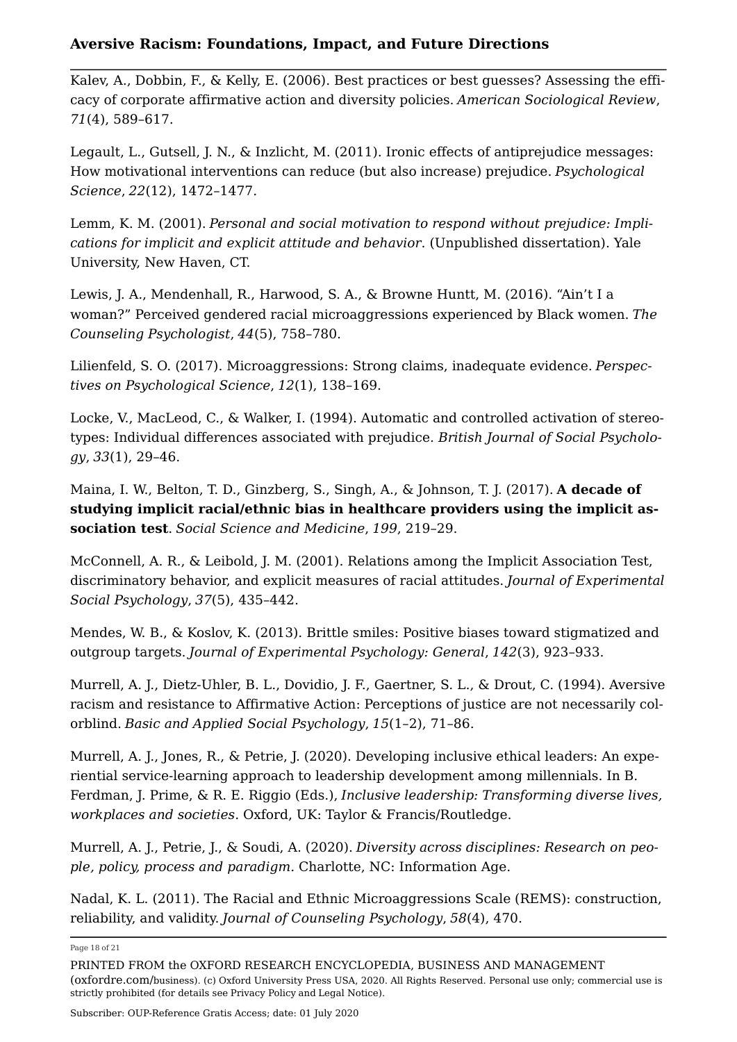Kalev, A., Dobbin, F., & Kelly, E. (2006). Best practices or best guesses? Assessing the efficacy of corporate affirmative action and diversity policies. *American Sociological Review*, *71*(4), 589–617.

Legault, L., Gutsell, J. N., & Inzlicht, M. (2011). Ironic effects of antiprejudice messages: How motivational interventions can reduce (but also increase) prejudice. *Psychological Science*, *22*(12), 1472–1477.

Lemm, K. M. (2001). *Personal and social motivation to respond without prejudice: Implications for implicit and explicit attitude and behavior*. (Unpublished dissertation). Yale University, New Haven, CT.

Lewis, J. A., Mendenhall, R., Harwood, S. A., & Browne Huntt, M. (2016). "Ain't I a woman?" Perceived gendered racial microaggressions experienced by Black women. *The Counseling Psychologist*, *44*(5), 758–780.

Lilienfeld, S. O. (2017). Microaggressions: Strong claims, inadequate evidence. *Perspectives on Psychological Science*, *12*(1), 138–169.

Locke, V., MacLeod, C., & Walker, I. (1994). Automatic and controlled activation of stereotypes: Individual differences associated with prejudice. *British Journal of Social Psychology*, *33*(1), 29–46.

Maina, I. W., Belton, T. D., Ginzberg, S., Singh, A., & Johnson, T. J. (2017). **A decade of studying implicit racial/ethnic bias in healthcare providers using the implicit association test**. *Social Science and Medicine*, *199*, 219–29.

McConnell, A. R., & Leibold, J. M. (2001). Relations among the Implicit Association Test, discriminatory behavior, and explicit measures of racial attitudes. *Journal of Experimental Social Psychology*, *37*(5), 435–442.

Mendes, W. B., & Koslov, K. (2013). Brittle smiles: Positive biases toward stigmatized and outgroup targets. *Journal of Experimental Psychology: General*, *142*(3), 923–933.

Murrell, A. J., Dietz-Uhler, B. L., Dovidio, J. F., Gaertner, S. L., & Drout, C. (1994). Aversive racism and resistance to Affirmative Action: Perceptions of justice are not necessarily colorblind. *Basic and Applied Social Psychology*, *15*(1–2), 71–86.

Murrell, A. J., Jones, R., & Petrie, J. (2020). Developing inclusive ethical leaders: An experiential service-learning approach to leadership development among millennials. In B. Ferdman, J. Prime, & R. E. Riggio (Eds.), *Inclusive leadership: Transforming diverse lives, workplaces and societies*. Oxford, UK: Taylor & Francis/Routledge.

Murrell, A. J., Petrie, J., & Soudi, A. (2020). *Diversity across disciplines: Research on people, policy, process and paradigm*. Charlotte, NC: Information Age.

Nadal, K. L. (2011). The Racial and Ethnic Microaggressions Scale (REMS): construction, reliability, and validity. *Journal of Counseling Psychology*, *58*(4), 470.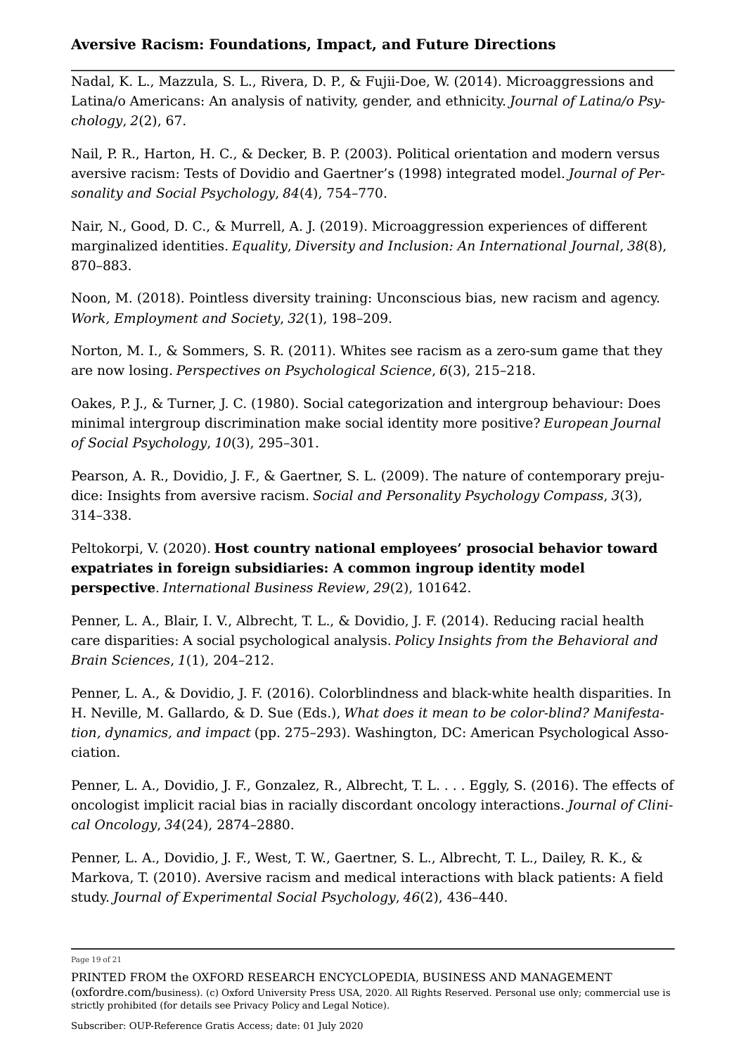Nadal, K. L., Mazzula, S. L., Rivera, D. P., & Fujii-Doe, W. (2014). Microaggressions and Latina/o Americans: An analysis of nativity, gender, and ethnicity. *Journal of Latina/o Psychology*, *2*(2), 67.

Nail, P. R., Harton, H. C., & Decker, B. P. (2003). Political orientation and modern versus aversive racism: Tests of Dovidio and Gaertner's (1998) integrated model. *Journal of Personality and Social Psychology*, *84*(4), 754–770.

Nair, N., Good, D. C., & Murrell, A. J. (2019). Microaggression experiences of different marginalized identities. *Equality, Diversity and Inclusion: An International Journal*, *38*(8), 870–883.

Noon, M. (2018). Pointless diversity training: Unconscious bias, new racism and agency. *Work, Employment and Society*, *32*(1), 198–209.

Norton, M. I., & Sommers, S. R. (2011). Whites see racism as a zero-sum game that they are now losing. *Perspectives on Psychological Science*, *6*(3), 215–218.

Oakes, P. J., & Turner, J. C. (1980). Social categorization and intergroup behaviour: Does minimal intergroup discrimination make social identity more positive? *European Journal of Social Psychology*, *10*(3), 295–301.

Pearson, A. R., Dovidio, J. F., & Gaertner, S. L. (2009). The nature of contemporary prejudice: Insights from aversive racism. *Social and Personality Psychology Compass*, *3*(3), 314–338.

Peltokorpi, V. (2020). **Host country national employees' prosocial behavior toward expatriates in foreign subsidiaries: A common ingroup identity model perspective**. *International Business Review*, *29*(2), 101642.

Penner, L. A., Blair, I. V., Albrecht, T. L., & Dovidio, J. F. (2014). Reducing racial health care disparities: A social psychological analysis. *Policy Insights from the Behavioral and Brain Sciences*, *1*(1), 204–212.

Penner, L. A., & Dovidio, J. F. (2016). Colorblindness and black-white health disparities. In H. Neville, M. Gallardo, & D. Sue (Eds.), *What does it mean to be color-blind? Manifestation, dynamics, and impact* (pp. 275–293). Washington, DC: American Psychological Association.

Penner, L. A., Dovidio, J. F., Gonzalez, R., Albrecht, T. L. . . . Eggly, S. (2016). The effects of oncologist implicit racial bias in racially discordant oncology interactions. *Journal of Clinical Oncology*, *34*(24), 2874–2880.

Penner, L. A., Dovidio, J. F., West, T. W., Gaertner, S. L., Albrecht, T. L., Dailey, R. K., & Markova, T. (2010). Aversive racism and medical interactions with black patients: A field study. *Journal of Experimental Social Psychology*, *46*(2), 436–440.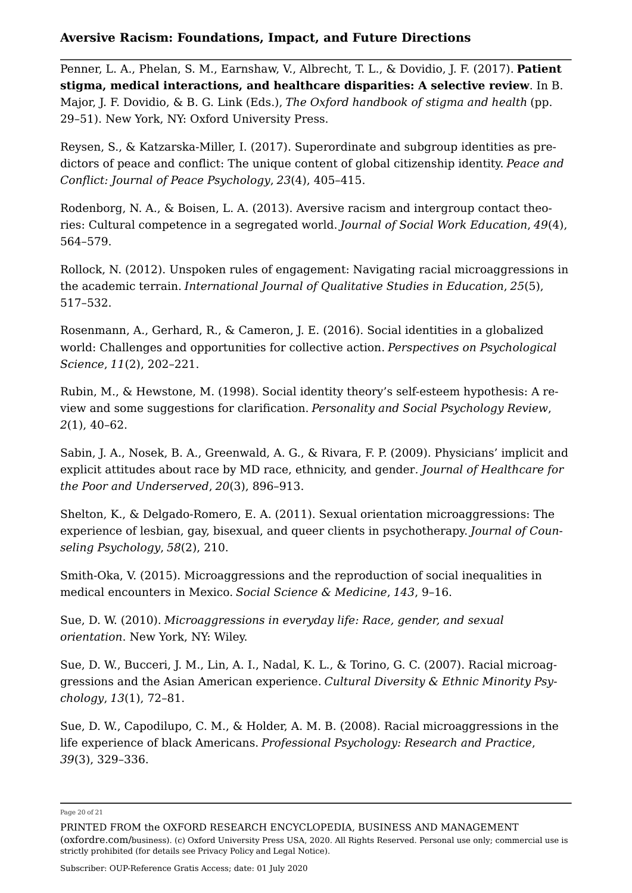Penner, L. A., Phelan, S. M., Earnshaw, V., Albrecht, T. L., & Dovidio, J. F. (2017). **Patient stigma, medical interactions, and healthcare disparities: A selective review**. In B. Major, J. F. Dovidio, & B. G. Link (Eds.), *The Oxford handbook of stigma and health* (pp. 29–51). New York, NY: Oxford University Press.

Reysen, S., & Katzarska-Miller, I. (2017). Superordinate and subgroup identities as predictors of peace and conflict: The unique content of global citizenship identity. *Peace and Conflict: Journal of Peace Psychology*, *23*(4), 405–415.

Rodenborg, N. A., & Boisen, L. A. (2013). Aversive racism and intergroup contact theories: Cultural competence in a segregated world. *Journal of Social Work Education*, *49*(4), 564–579.

Rollock, N. (2012). Unspoken rules of engagement: Navigating racial microaggressions in the academic terrain. *International Journal of Qualitative Studies in Education*, *25*(5), 517–532.

Rosenmann, A., Gerhard, R., & Cameron, J. E. (2016). Social identities in a globalized world: Challenges and opportunities for collective action. *Perspectives on Psychological Science*, *11*(2), 202–221.

Rubin, M., & Hewstone, M. (1998). Social identity theory's self-esteem hypothesis: A review and some suggestions for clarification. *Personality and Social Psychology Review*, *2*(1), 40–62.

Sabin, J. A., Nosek, B. A., Greenwald, A. G., & Rivara, F. P. (2009). Physicians' implicit and explicit attitudes about race by MD race, ethnicity, and gender. *Journal of Healthcare for the Poor and Underserved*, *20*(3), 896–913.

Shelton, K., & Delgado-Romero, E. A. (2011). Sexual orientation microaggressions: The experience of lesbian, gay, bisexual, and queer clients in psychotherapy. *Journal of Counseling Psychology*, *58*(2), 210.

Smith-Oka, V. (2015). Microaggressions and the reproduction of social inequalities in medical encounters in Mexico. *Social Science & Medicine*, *143*, 9–16.

Sue, D. W. (2010). *Microaggressions in everyday life: Race, gender, and sexual orientation*. New York, NY: Wiley.

Sue, D. W., Bucceri, J. M., Lin, A. I., Nadal, K. L., & Torino, G. C. (2007). Racial microaggressions and the Asian American experience. *Cultural Diversity & Ethnic Minority Psychology*, *13*(1), 72–81.

Sue, D. W., Capodilupo, C. M., & Holder, A. M. B. (2008). Racial microaggressions in the life experience of black Americans. *Professional Psychology: Research and Practice*, *39*(3), 329–336.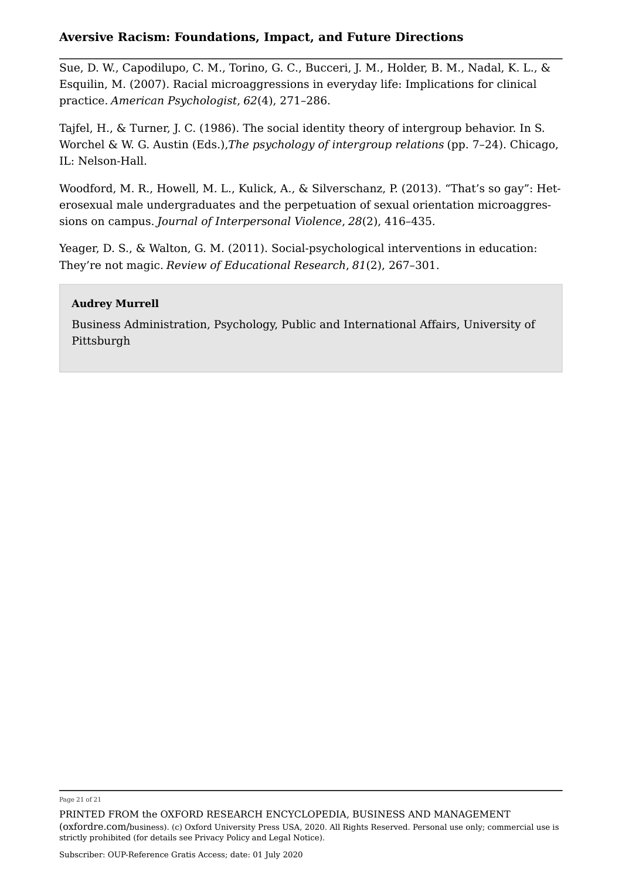Sue, D. W., Capodilupo, C. M., Torino, G. C., Bucceri, J. M., Holder, B. M., Nadal, K. L., & Esquilin, M. (2007). Racial microaggressions in everyday life: Implications for clinical practice. *American Psychologist*, *62*(4), 271–286.

Tajfel, H., & Turner, J. C. (1986). The social identity theory of intergroup behavior. In S. Worchel & W. G. Austin (Eds.),*The psychology of intergroup relations* (pp. 7–24). Chicago, IL: Nelson-Hall.

Woodford, M. R., Howell, M. L., Kulick, A., & Silverschanz, P. (2013). "That's so gay": Heterosexual male undergraduates and the perpetuation of sexual orientation microaggressions on campus. *Journal of Interpersonal Violence*, *28*(2), 416–435.

Yeager, D. S., & Walton, G. M. (2011). Social-psychological interventions in education: They're not magic. *Review of Educational Research*, *81*(2), 267–301.

**Audrey Murrell**

Business Administration, Psychology, Public and International Affairs, University of Pittsburgh